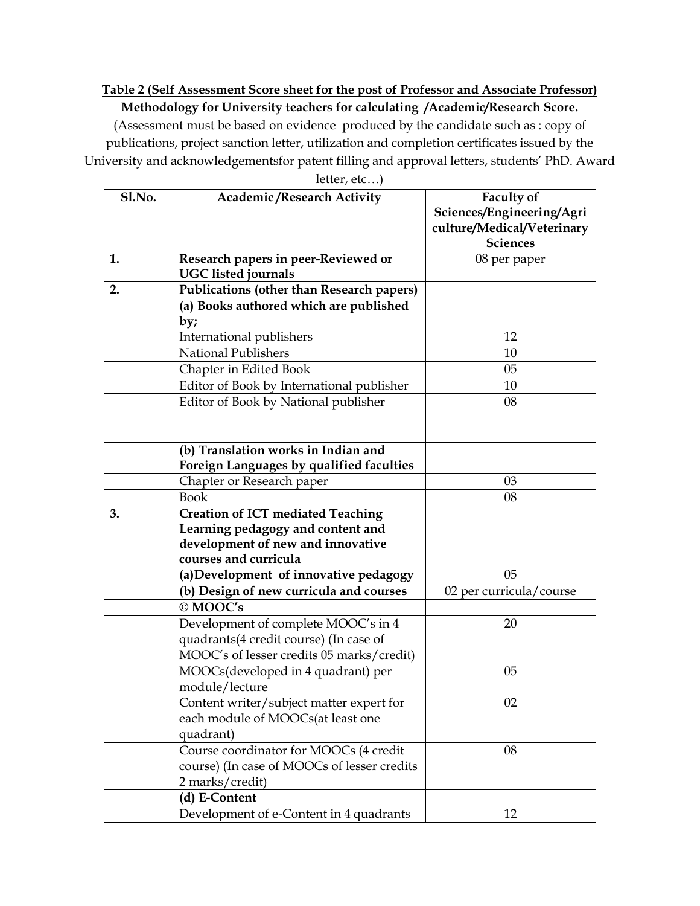**Table 2 (Self Assessment Score sheet for the post of Professor and Associate Professor)**

**Methodology for University teachers for calculating /Academic/Research Score.**

(Assessment must be based on evidence produced by the candidate such as : copy of publications, project sanction letter, utilization and completion certificates issued by the University and acknowledgementsfor patent filling and approval letters, students' PhD. Award letter, etc…)

| Sl.No. | Academic /Research Activity | Faculty of Sciences/Engineering/Agri culture/Medical/Veterinary Sciences |
|---|---|---|
| 1. | **Research papers in peer-Reviewed or UGC listed journals** | 08 per paper |
| 2. | **Publications (other than Research papers)** | |
| | **(a) Books authored which are published by;** | |
| | International publishers | 12 |
| | National Publishers | 10 |
| | Chapter in Edited Book | 05 |
| | Editor of Book by International publisher | 10 |
| | Editor of Book by National publisher | 08 |
| | | |
| | | |
| | **(b) Translation works in Indian and Foreign Languages by qualified faculties** | |
| | Chapter or Research paper | 03 |
| | Book | 08 |
| 3. | **Creation of ICT mediated Teaching Learning pedagogy and content and development of new and innovative courses and curricula** | |
| | **(a)Development of innovative pedagogy** | 05 |
| | **(b) Design of new curricula and courses** | 02 per curricula/course |
| | **© MOOC's** | |
| | Development of complete MOOC's in 4 quadrants(4 credit course) (In case of MOOC's of lesser credits 05 marks/credit) | 20 |
| | MOOCs(developed in 4 quadrant) per module/lecture | 05 |
| | Content writer/subject matter expert for each module of MOOCs(at least one quadrant) | 02 |
| | Course coordinator for MOOCs (4 credit course) (In case of MOOCs of lesser credits 2 marks/credit) | 08 |
| | **(d) E-Content** | |
| | Development of e-Content in 4 quadrants | 12 |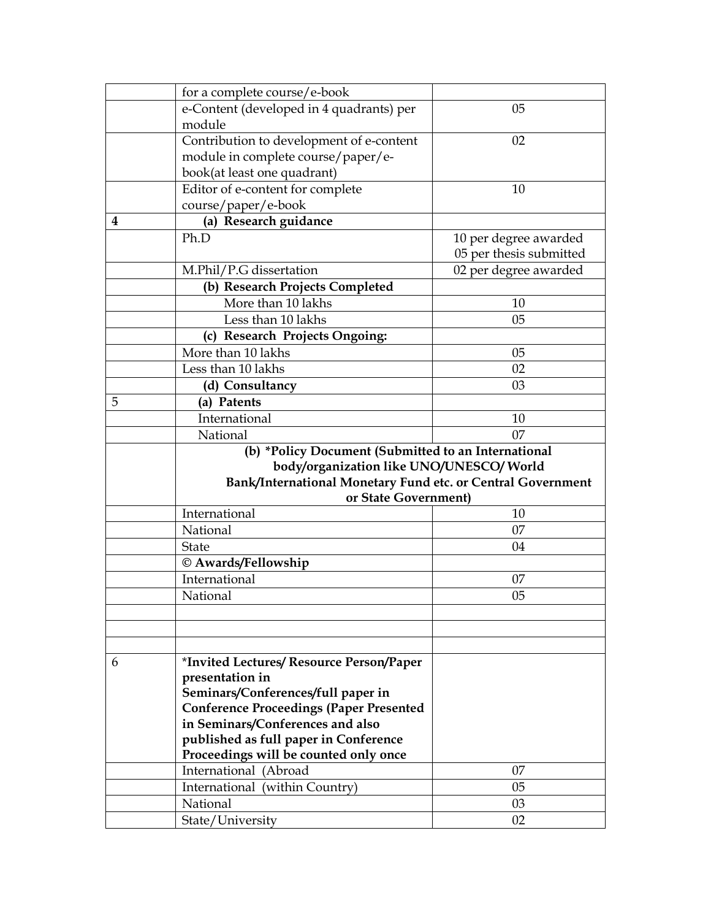| | | |
|---|---|---|
| | for a complete course/e-book | |
| | e-Content (developed in 4 quadrants) per module | 05 |
| | Contribution to development of e-content module in complete course/paper/e-book(at least one quadrant) | 02 |
| | Editor of e-content for complete course/paper/e-book | 10 |
| **4** | **(a) Research guidance** | |
| | Ph.D | 10 per degree awarded<br>05 per thesis submitted |
| | M.Phil/P.G dissertation | 02 per degree awarded |
| | **(b) Research Projects Completed** | |
| | More than 10 lakhs | 10 |
| | Less than 10 lakhs | 05 |
| | **(c) Research Projects Ongoing:** | |
| | More than 10 lakhs | 05 |
| | Less than 10 lakhs | 02 |
| | **(d) Consultancy** | 03 |
| 5 | **(a) Patents** | |
| | International | 10 |
| | National | 07 |
| | **(b) *Policy Document (Submitted to an International body/organization like UNO/UNESCO/ World Bank/International Monetary Fund etc. or Central Government or State Government)** | |
| | International | 10 |
| | National | 07 |
| | State | 04 |
| | **© Awards/Fellowship** | |
| | International | 07 |
| | National | 05 |
| | | |
| | | |
| | | |
| 6 | ***Invited Lectures/ Resource Person/Paper presentation in Seminars/Conferences/full paper in Conference Proceedings (Paper Presented in Seminars/Conferences and also published as full paper in Conference Proceedings will be counted only once** | |
| | International (Abroad | 07 |
| | International (within Country) | 05 |
| | National | 03 |
| | State/University | 02 |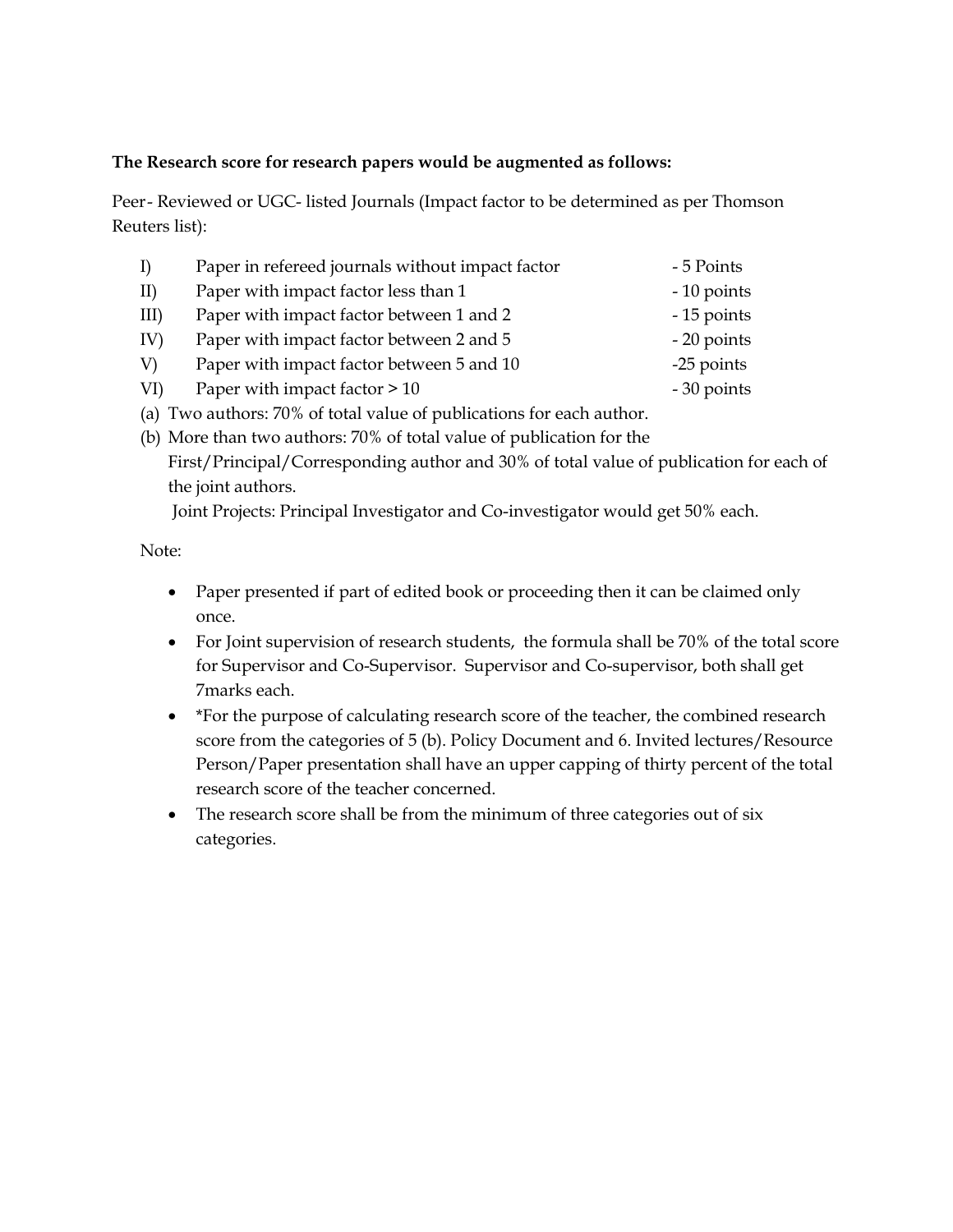**The Research score for research papers would be augmented as follows:**

Peer- Reviewed or UGC- listed Journals (Impact factor to be determined as per Thomson Reuters list):

| | | |
|---|---|---|
| I) | Paper in refereed journals without impact factor | - 5 Points |
| II) | Paper with impact factor less than 1 | - 10 points |
| III) | Paper with impact factor between 1 and 2 | - 15 points |
| IV) | Paper with impact factor between 2 and 5 | - 20 points |
| V) | Paper with impact factor between 5 and 10 | -25 points |
| VI) | Paper with impact factor > 10 | - 30 points |

(a) Two authors: 70% of total value of publications for each author.

(b) More than two authors: 70% of total value of publication for the First/Principal/Corresponding author and 30% of total value of publication for each of the joint authors.

Joint Projects: Principal Investigator and Co-investigator would get 50% each.

Note:

- Paper presented if part of edited book or proceeding then it can be claimed only once.
- For Joint supervision of research students, the formula shall be 70% of the total score for Supervisor and Co-Supervisor. Supervisor and Co-supervisor, both shall get 7marks each.
- *For the purpose of calculating research score of the teacher, the combined research score from the categories of 5 (b). Policy Document and 6. Invited lectures/Resource Person/Paper presentation shall have an upper capping of thirty percent of the total research score of the teacher concerned.
- The research score shall be from the minimum of three categories out of six categories.